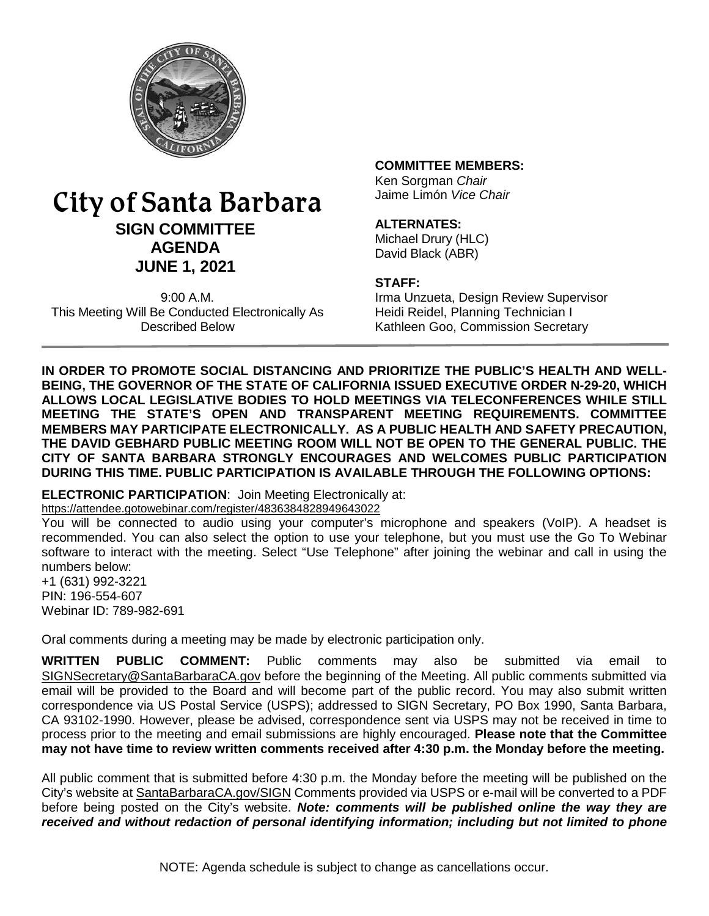# City of Santa Barbara

## SIGN COMMITTEE AGENDA

## JUNE 1, 2021

9:00 A.M.
This Meeting Will Be Conducted Electronically As Described Below

**COMMITTEE MEMBERS:**
Ken Sorgman *Chair*
Jaime Limón *Vice Chair*

**ALTERNATES:**
Michael Drury (HLC)
David Black (ABR)

**STAFF:**
Irma Unzueta, Design Review Supervisor
Heidi Reidel, Planning Technician I
Kathleen Goo, Commission Secretary

**IN ORDER TO PROMOTE SOCIAL DISTANCING AND PRIORITIZE THE PUBLIC'S HEALTH AND WELL-BEING, THE GOVERNOR OF THE STATE OF CALIFORNIA ISSUED EXECUTIVE ORDER N-29-20, WHICH ALLOWS LOCAL LEGISLATIVE BODIES TO HOLD MEETINGS VIA TELECONFERENCES WHILE STILL MEETING THE STATE'S OPEN AND TRANSPARENT MEETING REQUIREMENTS. COMMITTEE MEMBERS MAY PARTICIPATE ELECTRONICALLY. AS A PUBLIC HEALTH AND SAFETY PRECAUTION, THE DAVID GEBHARD PUBLIC MEETING ROOM WILL NOT BE OPEN TO THE GENERAL PUBLIC. THE CITY OF SANTA BARBARA STRONGLY ENCOURAGES AND WELCOMES PUBLIC PARTICIPATION DURING THIS TIME. PUBLIC PARTICIPATION IS AVAILABLE THROUGH THE FOLLOWING OPTIONS:**

**ELECTRONIC PARTICIPATION**: Join Meeting Electronically at:
https://attendee.gotowebinar.com/register/4836384828949643022
You will be connected to audio using your computer's microphone and speakers (VoIP). A headset is recommended. You can also select the option to use your telephone, but you must use the Go To Webinar software to interact with the meeting. Select "Use Telephone" after joining the webinar and call in using the numbers below:
+1 (631) 992-3221
PIN: 196-554-607
Webinar ID: 789-982-691

Oral comments during a meeting may be made by electronic participation only.

**WRITTEN PUBLIC COMMENT:** Public comments may also be submitted via email to SIGNSecretary@SantaBarbaraCA.gov before the beginning of the Meeting. All public comments submitted via email will be provided to the Board and will become part of the public record. You may also submit written correspondence via US Postal Service (USPS); addressed to SIGN Secretary, PO Box 1990, Santa Barbara, CA 93102-1990. However, please be advised, correspondence sent via USPS may not be received in time to process prior to the meeting and email submissions are highly encouraged. **Please note that the Committee may not have time to review written comments received after 4:30 p.m. the Monday before the meeting.**

All public comment that is submitted before 4:30 p.m. the Monday before the meeting will be published on the City's website at SantaBarbaraCA.gov/SIGN Comments provided via USPS or e-mail will be converted to a PDF before being posted on the City's website. ***Note: comments will be published online the way they are received and without redaction of personal identifying information; including but not limited to phone***

NOTE: Agenda schedule is subject to change as cancellations occur.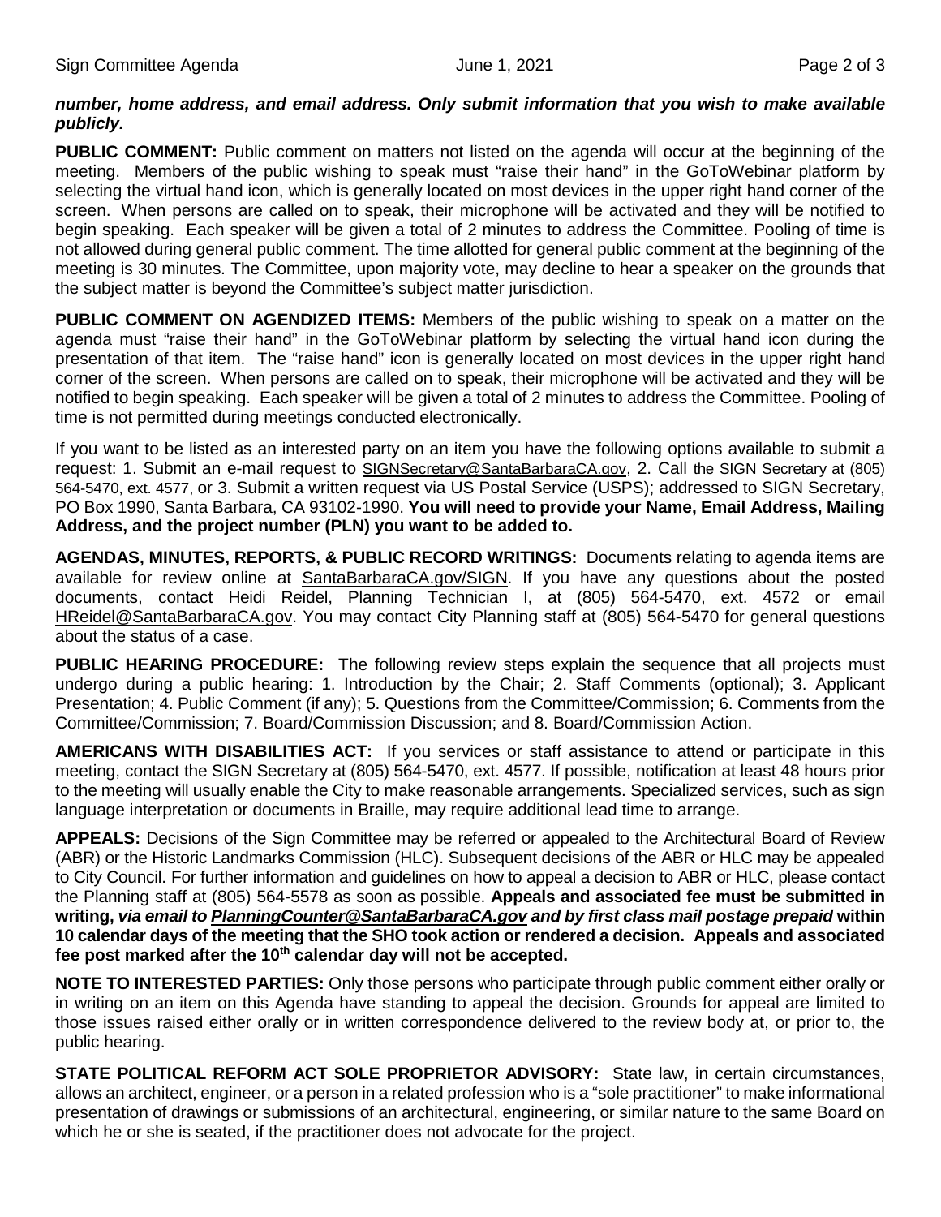***number, home address, and email address. Only submit information that you wish to make available publicly.***

**PUBLIC COMMENT:** Public comment on matters not listed on the agenda will occur at the beginning of the meeting. Members of the public wishing to speak must "raise their hand" in the GoToWebinar platform by selecting the virtual hand icon, which is generally located on most devices in the upper right hand corner of the screen. When persons are called on to speak, their microphone will be activated and they will be notified to begin speaking. Each speaker will be given a total of 2 minutes to address the Committee. Pooling of time is not allowed during general public comment. The time allotted for general public comment at the beginning of the meeting is 30 minutes. The Committee, upon majority vote, may decline to hear a speaker on the grounds that the subject matter is beyond the Committee's subject matter jurisdiction.

**PUBLIC COMMENT ON AGENDIZED ITEMS:** Members of the public wishing to speak on a matter on the agenda must "raise their hand" in the GoToWebinar platform by selecting the virtual hand icon during the presentation of that item. The "raise hand" icon is generally located on most devices in the upper right hand corner of the screen. When persons are called on to speak, their microphone will be activated and they will be notified to begin speaking. Each speaker will be given a total of 2 minutes to address the Committee. Pooling of time is not permitted during meetings conducted electronically.

If you want to be listed as an interested party on an item you have the following options available to submit a request: 1. Submit an e-mail request to SIGNSecretary@SantaBarbaraCA.gov, 2. Call the SIGN Secretary at (805) 564-5470, ext. 4577, or 3. Submit a written request via US Postal Service (USPS); addressed to SIGN Secretary, PO Box 1990, Santa Barbara, CA 93102-1990. **You will need to provide your Name, Email Address, Mailing Address, and the project number (PLN) you want to be added to.**

**AGENDAS, MINUTES, REPORTS, & PUBLIC RECORD WRITINGS:** Documents relating to agenda items are available for review online at SantaBarbaraCA.gov/SIGN. If you have any questions about the posted documents, contact Heidi Reidel, Planning Technician I, at (805) 564-5470, ext. 4572 or email HReidel@SantaBarbaraCA.gov. You may contact City Planning staff at (805) 564-5470 for general questions about the status of a case.

**PUBLIC HEARING PROCEDURE:** The following review steps explain the sequence that all projects must undergo during a public hearing: 1. Introduction by the Chair; 2. Staff Comments (optional); 3. Applicant Presentation; 4. Public Comment (if any); 5. Questions from the Committee/Commission; 6. Comments from the Committee/Commission; 7. Board/Commission Discussion; and 8. Board/Commission Action.

**AMERICANS WITH DISABILITIES ACT:** If you services or staff assistance to attend or participate in this meeting, contact the SIGN Secretary at (805) 564-5470, ext. 4577. If possible, notification at least 48 hours prior to the meeting will usually enable the City to make reasonable arrangements. Specialized services, such as sign language interpretation or documents in Braille, may require additional lead time to arrange.

**APPEALS:** Decisions of the Sign Committee may be referred or appealed to the Architectural Board of Review (ABR) or the Historic Landmarks Commission (HLC). Subsequent decisions of the ABR or HLC may be appealed to City Council. For further information and guidelines on how to appeal a decision to ABR or HLC, please contact the Planning staff at (805) 564-5578 as soon as possible. **Appeals and associated fee must be submitted in writing, *via email to PlanningCounter@SantaBarbaraCA.gov and by first class mail postage prepaid* within 10 calendar days of the meeting that the SHO took action or rendered a decision. Appeals and associated fee post marked after the 10th calendar day will not be accepted.**

**NOTE TO INTERESTED PARTIES:** Only those persons who participate through public comment either orally or in writing on an item on this Agenda have standing to appeal the decision. Grounds for appeal are limited to those issues raised either orally or in written correspondence delivered to the review body at, or prior to, the public hearing.

**STATE POLITICAL REFORM ACT SOLE PROPRIETOR ADVISORY:** State law, in certain circumstances, allows an architect, engineer, or a person in a related profession who is a "sole practitioner" to make informational presentation of drawings or submissions of an architectural, engineering, or similar nature to the same Board on which he or she is seated, if the practitioner does not advocate for the project.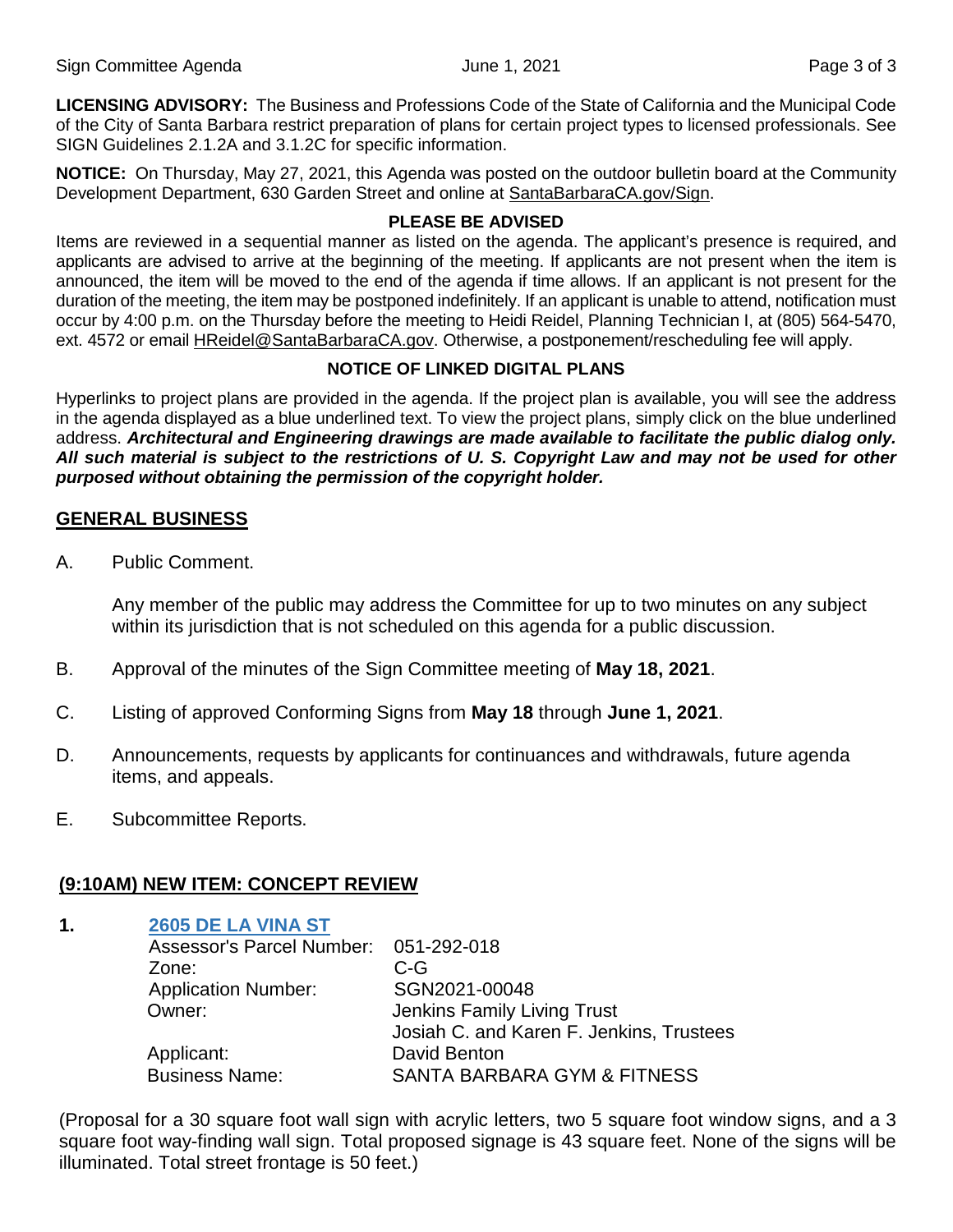**LICENSING ADVISORY:** The Business and Professions Code of the State of California and the Municipal Code of the City of Santa Barbara restrict preparation of plans for certain project types to licensed professionals. See SIGN Guidelines 2.1.2A and 3.1.2C for specific information.

**NOTICE:** On Thursday, May 27, 2021, this Agenda was posted on the outdoor bulletin board at the Community Development Department, 630 Garden Street and online at SantaBarbaraCA.gov/Sign.

**PLEASE BE ADVISED**

Items are reviewed in a sequential manner as listed on the agenda. The applicant's presence is required, and applicants are advised to arrive at the beginning of the meeting. If applicants are not present when the item is announced, the item will be moved to the end of the agenda if time allows. If an applicant is not present for the duration of the meeting, the item may be postponed indefinitely. If an applicant is unable to attend, notification must occur by 4:00 p.m. on the Thursday before the meeting to Heidi Reidel, Planning Technician I, at (805) 564-5470, ext. 4572 or email HReidel@SantaBarbaraCA.gov. Otherwise, a postponement/rescheduling fee will apply.

**NOTICE OF LINKED DIGITAL PLANS**

Hyperlinks to project plans are provided in the agenda. If the project plan is available, you will see the address in the agenda displayed as a blue underlined text. To view the project plans, simply click on the blue underlined address. ***Architectural and Engineering drawings are made available to facilitate the public dialog only. All such material is subject to the restrictions of U. S. Copyright Law and may not be used for other purposed without obtaining the permission of the copyright holder.***

## GENERAL BUSINESS

A. Public Comment.

Any member of the public may address the Committee for up to two minutes on any subject within its jurisdiction that is not scheduled on this agenda for a public discussion.

B. Approval of the minutes of the Sign Committee meeting of **May 18, 2021**.

C. Listing of approved Conforming Signs from **May 18** through **June 1, 2021**.

D. Announcements, requests by applicants for continuances and withdrawals, future agenda items, and appeals.

E. Subcommittee Reports.

## (9:10AM) NEW ITEM: CONCEPT REVIEW

**1. 2605 DE LA VINA ST**

Assessor's Parcel Number: 051-292-018
Zone: C-G
Application Number: SGN2021-00048
Owner: Jenkins Family Living Trust
Josiah C. and Karen F. Jenkins, Trustees
Applicant: David Benton
Business Name: SANTA BARBARA GYM & FITNESS

(Proposal for a 30 square foot wall sign with acrylic letters, two 5 square foot window signs, and a 3 square foot way-finding wall sign. Total proposed signage is 43 square feet. None of the signs will be illuminated. Total street frontage is 50 feet.)